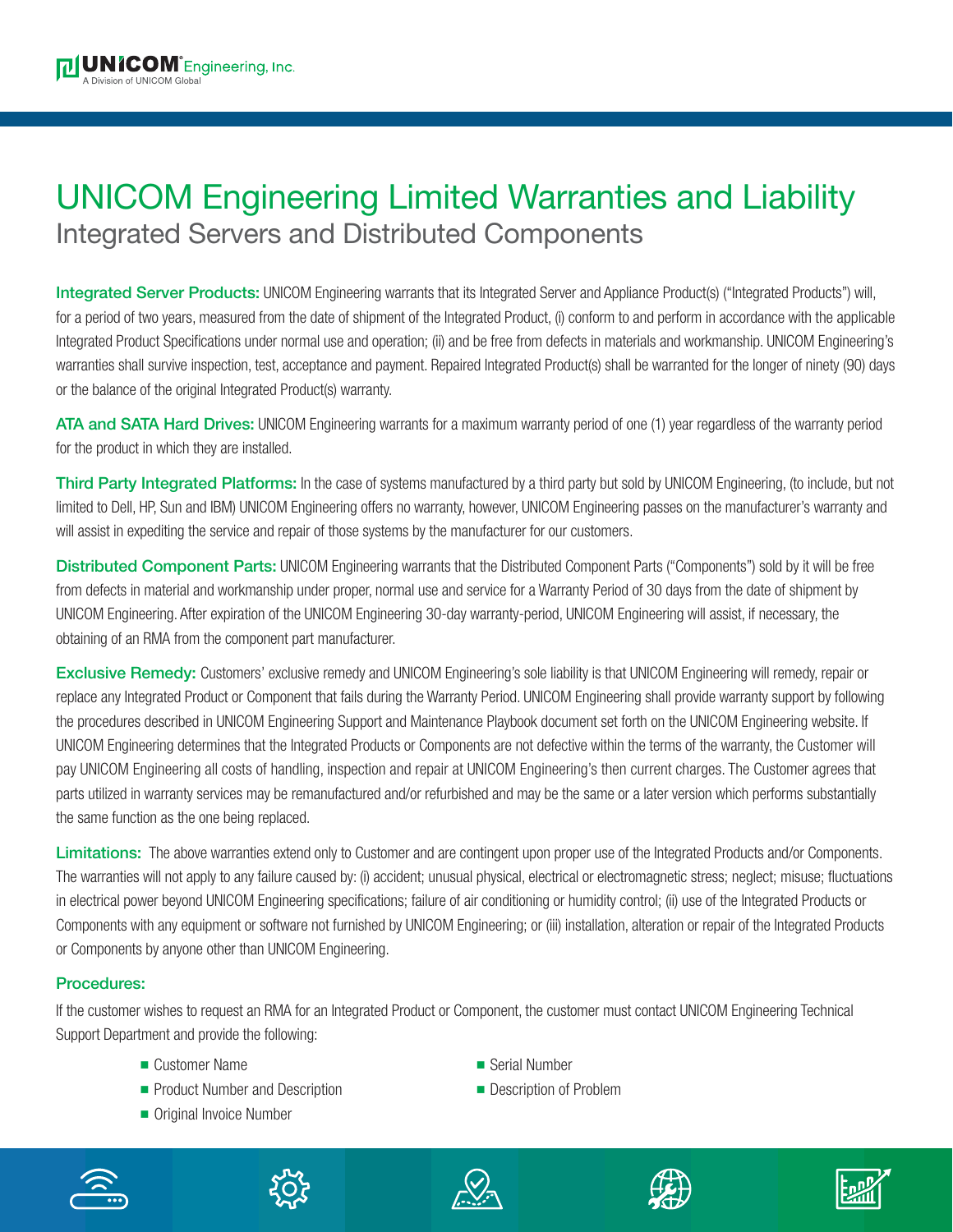UNICOM® Engineering, Inc.
A Division of UNICOM Global

# UNICOM Engineering Limited Warranties and Liability

## Integrated Servers and Distributed Components

**Integrated Server Products:** UNICOM Engineering warrants that its Integrated Server and Appliance Product(s) ("Integrated Products") will, for a period of two years, measured from the date of shipment of the Integrated Product, (i) conform to and perform in accordance with the applicable Integrated Product Specifications under normal use and operation; (ii) and be free from defects in materials and workmanship. UNICOM Engineering's warranties shall survive inspection, test, acceptance and payment. Repaired Integrated Product(s) shall be warranted for the longer of ninety (90) days or the balance of the original Integrated Product(s) warranty.

**ATA and SATA Hard Drives:** UNICOM Engineering warrants for a maximum warranty period of one (1) year regardless of the warranty period for the product in which they are installed.

**Third Party Integrated Platforms:** In the case of systems manufactured by a third party but sold by UNICOM Engineering, (to include, but not limited to Dell, HP, Sun and IBM) UNICOM Engineering offers no warranty, however, UNICOM Engineering passes on the manufacturer's warranty and will assist in expediting the service and repair of those systems by the manufacturer for our customers.

**Distributed Component Parts:** UNICOM Engineering warrants that the Distributed Component Parts ("Components") sold by it will be free from defects in material and workmanship under proper, normal use and service for a Warranty Period of 30 days from the date of shipment by UNICOM Engineering. After expiration of the UNICOM Engineering 30-day warranty-period, UNICOM Engineering will assist, if necessary, the obtaining of an RMA from the component part manufacturer.

**Exclusive Remedy:** Customers' exclusive remedy and UNICOM Engineering's sole liability is that UNICOM Engineering will remedy, repair or replace any Integrated Product or Component that fails during the Warranty Period. UNICOM Engineering shall provide warranty support by following the procedures described in UNICOM Engineering Support and Maintenance Playbook document set forth on the UNICOM Engineering website. If UNICOM Engineering determines that the Integrated Products or Components are not defective within the terms of the warranty, the Customer will pay UNICOM Engineering all costs of handling, inspection and repair at UNICOM Engineering's then current charges. The Customer agrees that parts utilized in warranty services may be remanufactured and/or refurbished and may be the same or a later version which performs substantially the same function as the one being replaced.

**Limitations:** The above warranties extend only to Customer and are contingent upon proper use of the Integrated Products and/or Components. The warranties will not apply to any failure caused by: (i) accident; unusual physical, electrical or electromagnetic stress; neglect; misuse; fluctuations in electrical power beyond UNICOM Engineering specifications; failure of air conditioning or humidity control; (ii) use of the Integrated Products or Components with any equipment or software not furnished by UNICOM Engineering; or (iii) installation, alteration or repair of the Integrated Products or Components by anyone other than UNICOM Engineering.

### Procedures:

If the customer wishes to request an RMA for an Integrated Product or Component, the customer must contact UNICOM Engineering Technical Support Department and provide the following:

- Customer Name
- Product Number and Description
- Original Invoice Number
- Serial Number
- Description of Problem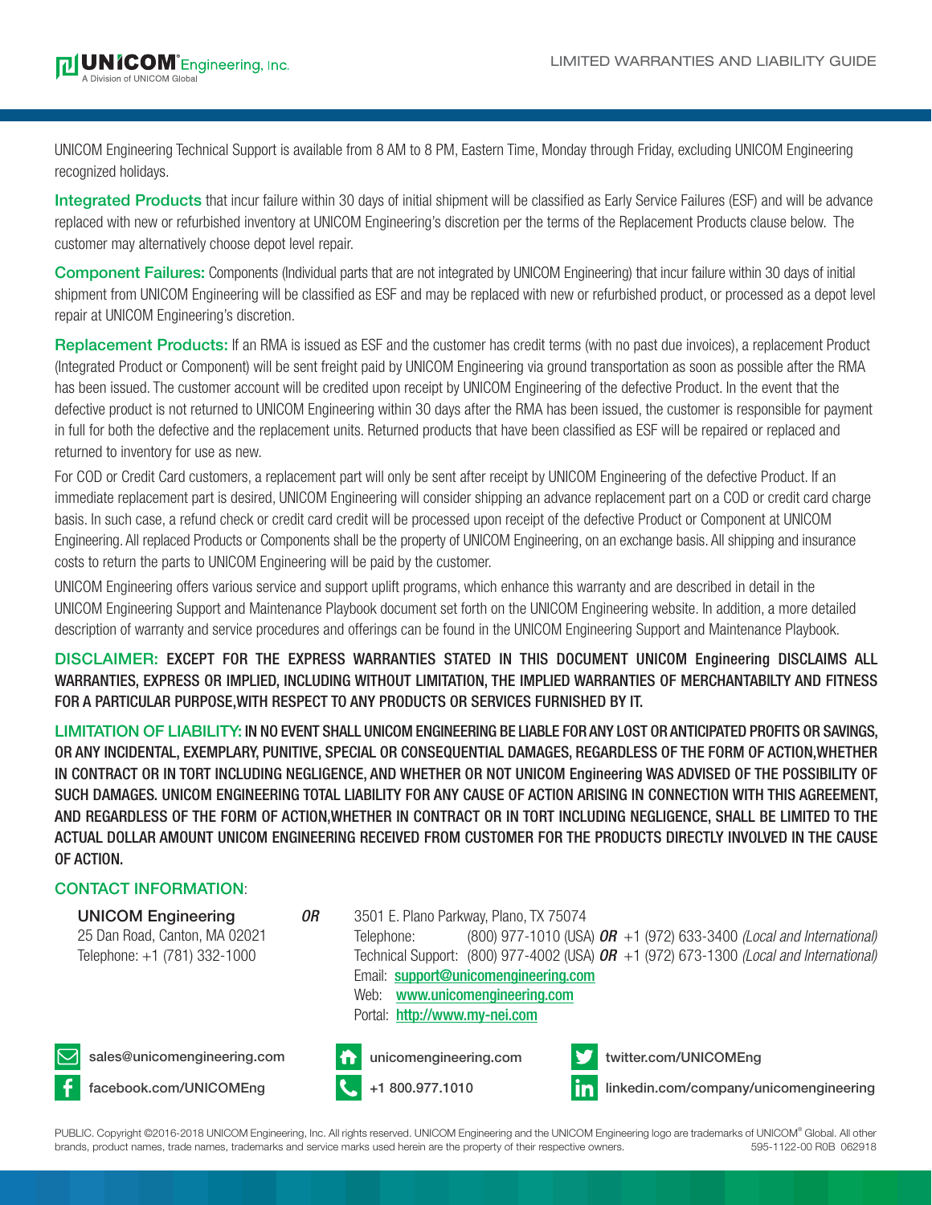UNICOM Engineering Technical Support is available from 8 AM to 8 PM, Eastern Time, Monday through Friday, excluding UNICOM Engineering recognized holidays.

**Integrated Products** that incur failure within 30 days of initial shipment will be classified as Early Service Failures (ESF) and will be advance replaced with new or refurbished inventory at UNICOM Engineering's discretion per the terms of the Replacement Products clause below. The customer may alternatively choose depot level repair.

**Component Failures:** Components (Individual parts that are not integrated by UNICOM Engineering) that incur failure within 30 days of initial shipment from UNICOM Engineering will be classified as ESF and may be replaced with new or refurbished product, or processed as a depot level repair at UNICOM Engineering's discretion.

**Replacement Products:** If an RMA is issued as ESF and the customer has credit terms (with no past due invoices), a replacement Product (Integrated Product or Component) will be sent freight paid by UNICOM Engineering via ground transportation as soon as possible after the RMA has been issued. The customer account will be credited upon receipt by UNICOM Engineering of the defective Product. In the event that the defective product is not returned to UNICOM Engineering within 30 days after the RMA has been issued, the customer is responsible for payment in full for both the defective and the replacement units. Returned products that have been classified as ESF will be repaired or replaced and returned to inventory for use as new.

For COD or Credit Card customers, a replacement part will only be sent after receipt by UNICOM Engineering of the defective Product. If an immediate replacement part is desired, UNICOM Engineering will consider shipping an advance replacement part on a COD or credit card charge basis. In such case, a refund check or credit card credit will be processed upon receipt of the defective Product or Component at UNICOM Engineering. All replaced Products or Components shall be the property of UNICOM Engineering, on an exchange basis. All shipping and insurance costs to return the parts to UNICOM Engineering will be paid by the customer.

UNICOM Engineering offers various service and support uplift programs, which enhance this warranty and are described in detail in the UNICOM Engineering Support and Maintenance Playbook document set forth on the UNICOM Engineering website. In addition, a more detailed description of warranty and service procedures and offerings can be found in the UNICOM Engineering Support and Maintenance Playbook.

**DISCLAIMER:** EXCEPT FOR THE EXPRESS WARRANTIES STATED IN THIS DOCUMENT UNICOM Engineering DISCLAIMS ALL WARRANTIES, EXPRESS OR IMPLIED, INCLUDING WITHOUT LIMITATION, THE IMPLIED WARRANTIES OF MERCHANTABILTY AND FITNESS FOR A PARTICULAR PURPOSE,WITH RESPECT TO ANY PRODUCTS OR SERVICES FURNISHED BY IT.

**LIMITATION OF LIABILITY:** IN NO EVENT SHALL UNICOM ENGINEERING BE LIABLE FOR ANY LOST OR ANTICIPATED PROFITS OR SAVINGS, OR ANY INCIDENTAL, EXEMPLARY, PUNITIVE, SPECIAL OR CONSEQUENTIAL DAMAGES, REGARDLESS OF THE FORM OF ACTION,WHETHER IN CONTRACT OR IN TORT INCLUDING NEGLIGENCE, AND WHETHER OR NOT UNICOM Engineering WAS ADVISED OF THE POSSIBILITY OF SUCH DAMAGES. UNICOM ENGINEERING TOTAL LIABILITY FOR ANY CAUSE OF ACTION ARISING IN CONNECTION WITH THIS AGREEMENT, AND REGARDLESS OF THE FORM OF ACTION,WHETHER IN CONTRACT OR IN TORT INCLUDING NEGLIGENCE, SHALL BE LIMITED TO THE ACTUAL DOLLAR AMOUNT UNICOM ENGINEERING RECEIVED FROM CUSTOMER FOR THE PRODUCTS DIRECTLY INVOLVED IN THE CAUSE OF ACTION.

## CONTACT INFORMATION:

**UNICOM Engineering**
25 Dan Road, Canton, MA 02021
Telephone: +1 (781) 332-1000

***OR***

3501 E. Plano Parkway, Plano, TX 75074
Telephone: (800) 977-1010 (USA) ***OR*** +1 (972) 633-3400 *(Local and International)*
Technical Support: (800) 977-4002 (USA) ***OR*** +1 (972) 673-1300 *(Local and International)*
Email: support@unicomengineering.com
Web: www.unicomengineering.com
Portal: http://www.my-nei.com

sales@unicomengineering.com
facebook.com/UNICOMEng
unicomengineering.com
+1 800.977.1010
twitter.com/UNICOMEng
linkedin.com/company/unicomengineering

PUBLIC. Copyright ©2016-2018 UNICOM Engineering, Inc. All rights reserved. UNICOM Engineering and the UNICOM Engineering logo are trademarks of UNICOM® Global. All other brands, product names, trade names, trademarks and service marks used herein are the property of their respective owners. 595-1122-00 R0B 062918